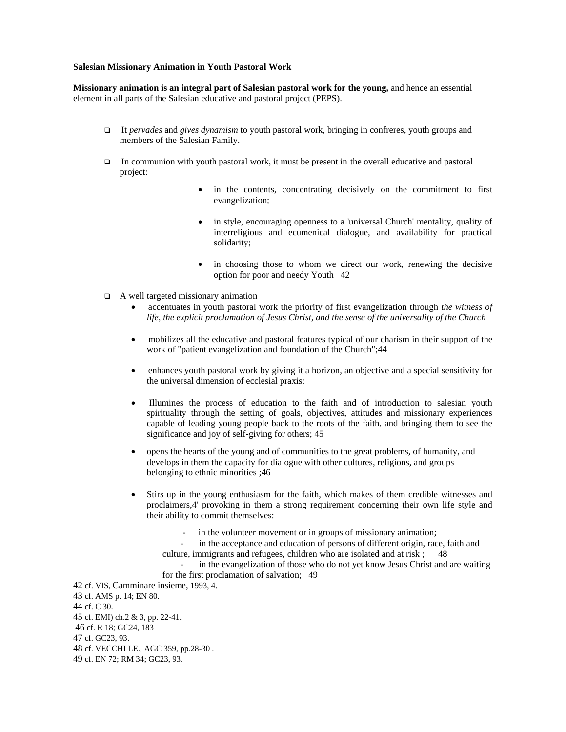**Salesian Missionary Animation in Youth Pastoral Work**

**Missionary animation is an integral part of Salesian pastoral work for the young,** and hence an essential element in all parts of the Salesian educative and pastoral project (PEPS).

- It *pervades* and *gives dynamism* to youth pastoral work, bringing in confreres, youth groups and members of the Salesian Family.
- In communion with youth pastoral work, it must be present in the overall educative and pastoral project:
    - in the contents, concentrating decisively on the commitment to first evangelization;
    - in style, encouraging openness to a 'universal Church' mentality, quality of interreligious and ecumenical dialogue, and availability for practical solidarity;
    - in choosing those to whom we direct our work, renewing the decisive option for poor and needy Youth [42]
- A well targeted missionary animation
    - accentuates in youth pastoral work the priority of first evangelization through *the witness of life, the explicit proclamation of Jesus Christ, and the sense of the universality of the Church*
    - mobilizes all the educative and pastoral features typical of our charism in their support of the work of "patient evangelization and foundation of the Church";[44]
    - enhances youth pastoral work by giving it a horizon, an objective and a special sensitivity for the universal dimension of ecclesial praxis:
    - Illumines the process of education to the faith and of introduction to salesian youth spirituality through the setting of goals, objectives, attitudes and missionary experiences capable of leading young people back to the roots of the faith, and bringing them to see the significance and joy of self-giving for others; [45]
    - opens the hearts of the young and of communities to the great problems, of humanity, and develops in them the capacity for dialogue with other cultures, religions, and groups belonging to ethnic minorities ;[46]
    - Stirs up in the young enthusiasm for the faith, which makes of them credible witnesses and proclaimers,4' provoking in them a strong requirement concerning their own life style and their ability to commit themselves:
        - in the volunteer movement or in groups of missionary animation;
        - in the acceptance and education of persons of different origin, race, faith and culture, immigrants and refugees, children who are isolated and at risk ; [48]
        - in the evangelization of those who do not yet know Jesus Christ and are waiting for the first proclamation of salvation; [49]

42 cf. VIS, Camminare insieme, 1993, 4.
43 cf. AMS p. 14; EN 80.
44 cf. C 30.
45 cf. EMI) ch.2 & 3, pp. 22-41.
46 cf. R 18; GC24, 183
47 cf. GC23, 93.
48 cf. VECCHI LE., AGC 359, pp.28-30 .
49 cf. EN 72; RM 34; GC23, 93.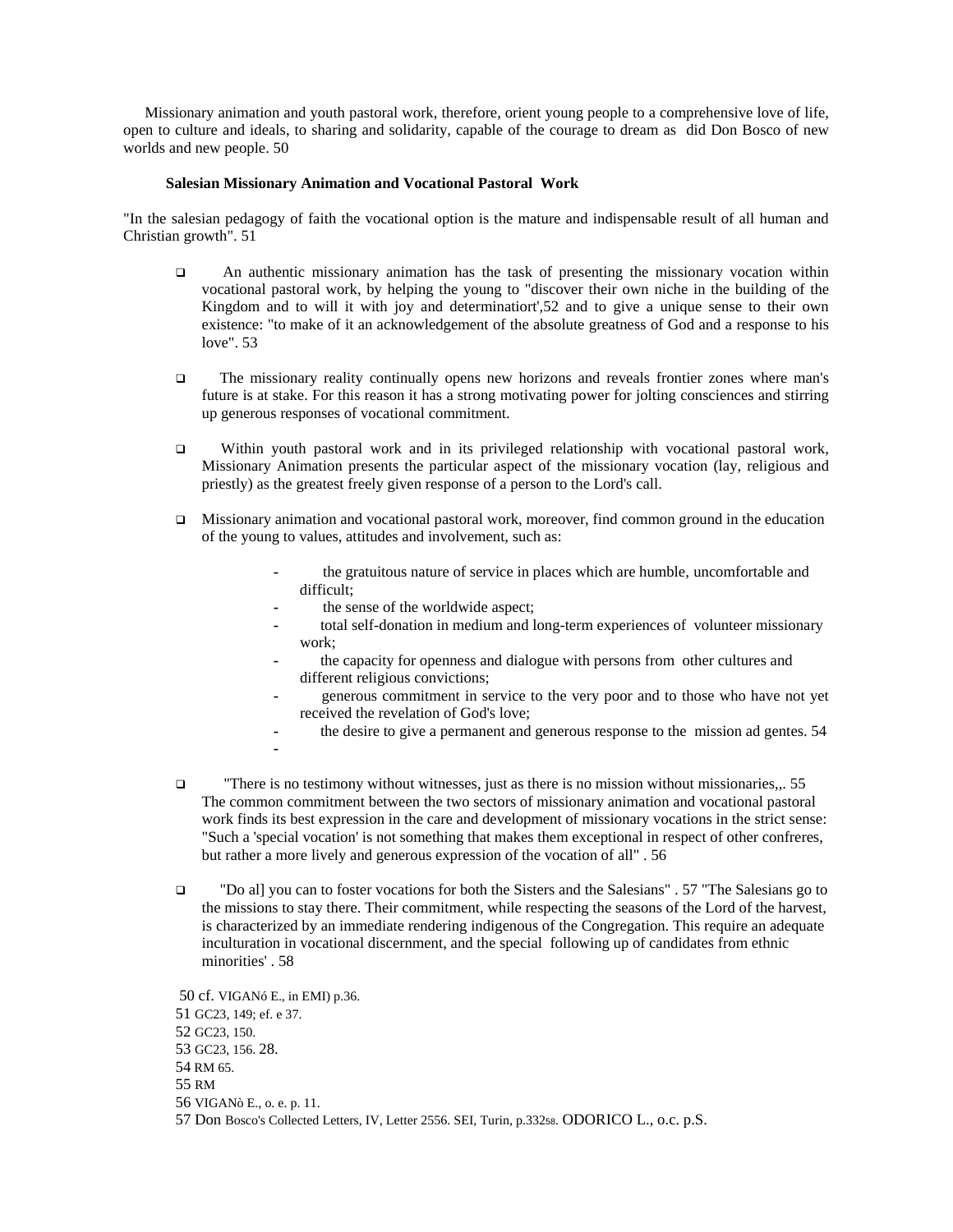Missionary animation and youth pastoral work, therefore, orient young people to a comprehensive love of life, open to culture and ideals, to sharing and solidarity, capable of the courage to dream as did Don Bosco of new worlds and new people. 50

### Salesian Missionary Animation and Vocational Pastoral Work

"In the salesian pedagogy of faith the vocational option is the mature and indispensable result of all human and Christian growth". 51

- An authentic missionary animation has the task of presenting the missionary vocation within vocational pastoral work, by helping the young to "discover their own niche in the building of the Kingdom and to will it with joy and determinatiort',52 and to give a unique sense to their own existence: "to make of it an acknowledgement of the absolute greatness of God and a response to his love". 53

- The missionary reality continually opens new horizons and reveals frontier zones where man's future is at stake. For this reason it has a strong motivating power for jolting consciences and stirring up generous responses of vocational commitment.

- Within youth pastoral work and in its privileged relationship with vocational pastoral work, Missionary Animation presents the particular aspect of the missionary vocation (lay, religious and priestly) as the greatest freely given response of a person to the Lord's call.

- Missionary animation and vocational pastoral work, moreover, find common ground in the education of the young to values, attitudes and involvement, such as:

  - the gratuitous nature of service in places which are humble, uncomfortable and difficult;
  - the sense of the worldwide aspect;
  - total self-donation in medium and long-term experiences of volunteer missionary work;
  - the capacity for openness and dialogue with persons from other cultures and different religious convictions;
  - generous commitment in service to the very poor and to those who have not yet received the revelation of God's love;
  - the desire to give a permanent and generous response to the mission ad gentes. 54
  -

- "There is no testimony without witnesses, just as there is no mission without missionaries,,. 55 The common commitment between the two sectors of missionary animation and vocational pastoral work finds its best expression in the care and development of missionary vocations in the strict sense: "Such a 'special vocation' is not something that makes them exceptional in respect of other confreres, but rather a more lively and generous expression of the vocation of all" . 56

- "Do al] you can to foster vocations for both the Sisters and the Salesians" . 57 "The Salesians go to the missions to stay there. Their commitment, while respecting the seasons of the Lord of the harvest, is characterized by an immediate rendering indigenous of the Congregation. This require an adequate inculturation in vocational discernment, and the special following up of candidates from ethnic minorities' . 58

50 cf. VIGANó E., in EMI) p.36.
51 GC23, 149; ef. e 37.
52 GC23, 150.
53 GC23, 156. 28.
54 RM 65.
55 RM
56 VIGANò E., o. e. p. 11.
57 Don Bosco's Collected Letters, IV, Letter 2556. SEI, Turin, p.332
58. ODORICO L., o.c. p.S.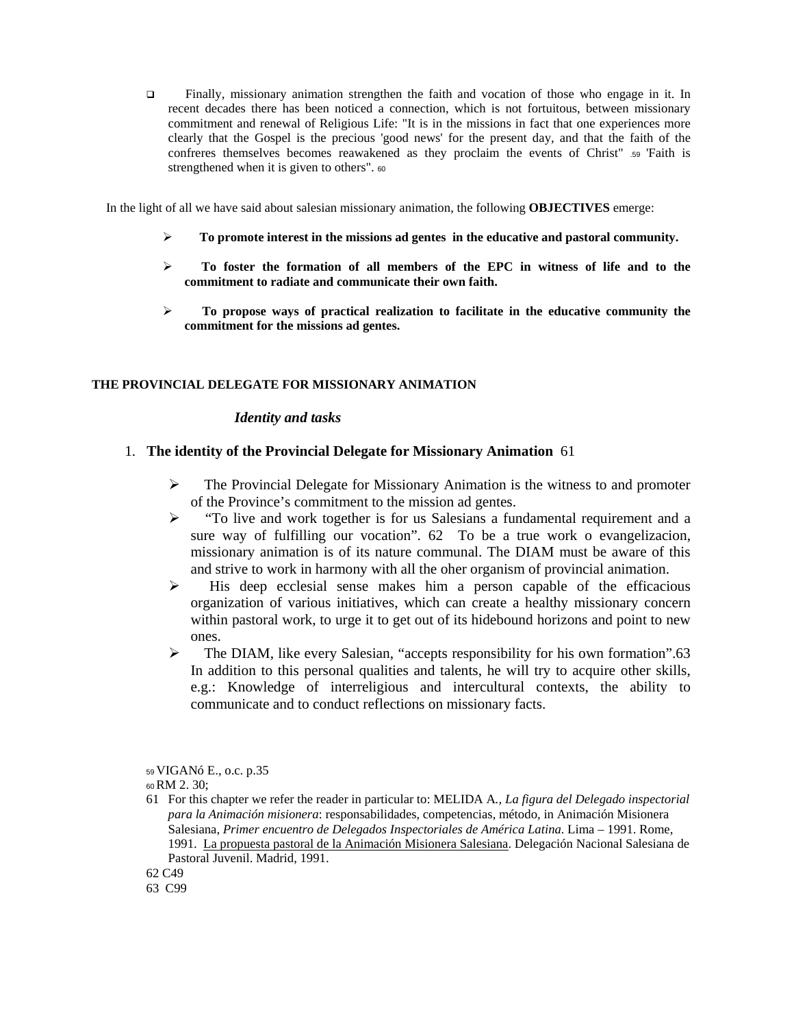- Finally, missionary animation strengthen the faith and vocation of those who engage in it. In recent decades there has been noticed a connection, which is not fortuitous, between missionary commitment and renewal of Religious Life: "It is in the missions in fact that one experiences more clearly that the Gospel is the precious 'good news' for the present day, and that the faith of the confreres themselves becomes reawakened as they proclaim the events of Christ" .[59] 'Faith is strengthened when it is given to others". [60]

In the light of all we have said about salesian missionary animation, the following **OBJECTIVES** emerge:

- **To promote interest in the missions ad gentes in the educative and pastoral community.**
- **To foster the formation of all members of the EPC in witness of life and to the commitment to radiate and communicate their own faith.**
- **To propose ways of practical realization to facilitate in the educative community the commitment for the missions ad gentes.**

## THE PROVINCIAL DELEGATE FOR MISSIONARY ANIMATION

### *Identity and tasks*

1. **The identity of the Provincial Delegate for Missionary Animation** 61

- The Provincial Delegate for Missionary Animation is the witness to and promoter of the Province's commitment to the mission ad gentes.
- "To live and work together is for us Salesians a fundamental requirement and a sure way of fulfilling our vocation". 62 To be a true work o evangelizacion, missionary animation is of its nature communal. The DIAM must be aware of this and strive to work in harmony with all the oher organism of provincial animation.
- His deep ecclesial sense makes him a person capable of the efficacious organization of various initiatives, which can create a healthy missionary concern within pastoral work, to urge it to get out of its hidebound horizons and point to new ones.
- The DIAM, like every Salesian, "accepts responsibility for his own formation".63 In addition to this personal qualities and talents, he will try to acquire other skills, e.g.: Knowledge of interreligious and intercultural contexts, the ability to communicate and to conduct reflections on missionary facts.

---

59 VIGANó E., o.c. p.35

60 RM 2. 30;

61 For this chapter we refer the reader in particular to: MELIDA A., *La figura del Delegado inspectorial para la Animación misionera*: responsabilidades, competencias, método, in Animación Misionera Salesiana, *Primer encuentro de Delegados Inspectoriales de América Latina.* Lima – 1991. Rome, 1991. La propuesta pastoral de la Animación Misionera Salesiana. Delegación Nacional Salesiana de Pastoral Juvenil. Madrid, 1991.

62 C49

63 C99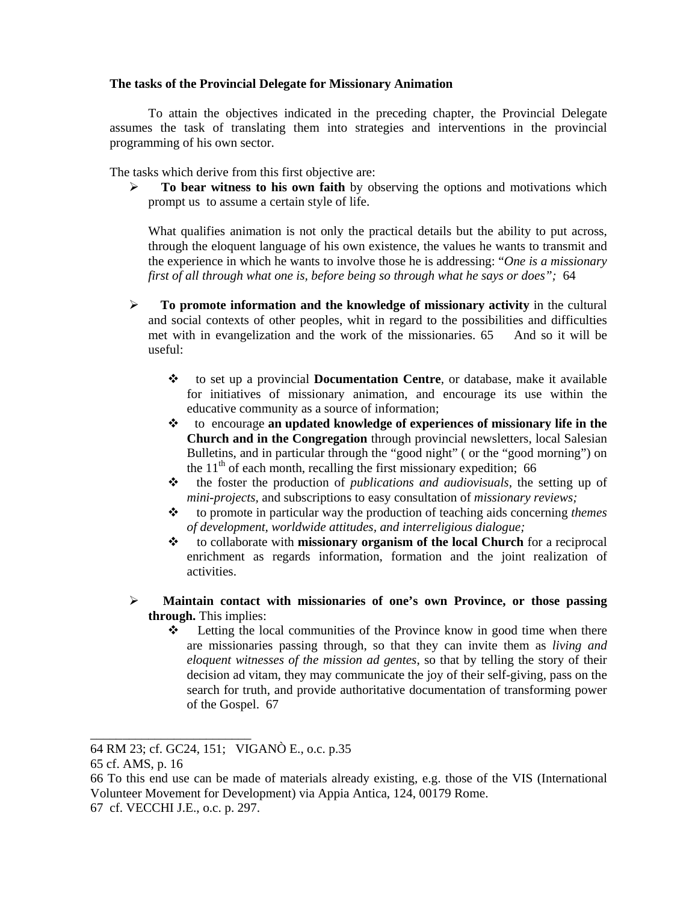**The tasks of the Provincial Delegate for Missionary Animation**

To attain the objectives indicated in the preceding chapter, the Provincial Delegate assumes the task of translating them into strategies and interventions in the provincial programming of his own sector.

The tasks which derive from this first objective are:

- **To bear witness to his own faith** by observing the options and motivations which prompt us to assume a certain style of life.

  What qualifies animation is not only the practical details but the ability to put across, through the eloquent language of his own existence, the values he wants to transmit and the experience in which he wants to involve those he is addressing: "*One is a missionary first of all through what one is, before being so through what he says or does";* 64

- **To promote information and the knowledge of missionary activity** in the cultural and social contexts of other peoples, whit in regard to the possibilities and difficulties met with in evangelization and the work of the missionaries. 65 And so it will be useful:

  - to set up a provincial **Documentation Centre**, or database, make it available for initiatives of missionary animation, and encourage its use within the educative community as a source of information;
  - to encourage **an updated knowledge of experiences of missionary life in the Church and in the Congregation** through provincial newsletters, local Salesian Bulletins, and in particular through the "good night" ( or the "good morning") on the 11th of each month, recalling the first missionary expedition; 66
  - the foster the production of *publications and audiovisuals*, the setting up of *mini-projects*, and subscriptions to easy consultation of *missionary reviews;*
  - to promote in particular way the production of teaching aids concerning *themes of development, worldwide attitudes, and interreligious dialogue;*
  - to collaborate with **missionary organism of the local Church** for a reciprocal enrichment as regards information, formation and the joint realization of activities.

- **Maintain contact with missionaries of one's own Province, or those passing through.** This implies:
  - Letting the local communities of the Province know in good time when there are missionaries passing through, so that they can invite them as *living and eloquent witnesses of the mission ad gentes*, so that by telling the story of their decision ad vitam, they may communicate the joy of their self-giving, pass on the search for truth, and provide authoritative documentation of transforming power of the Gospel. 67

---

64 RM 23; cf. GC24, 151; VIGANÒ E., o.c. p.35

65 cf. AMS, p. 16

66 To this end use can be made of materials already existing, e.g. those of the VIS (International Volunteer Movement for Development) via Appia Antica, 124, 00179 Rome.

67 cf. VECCHI J.E., o.c. p. 297.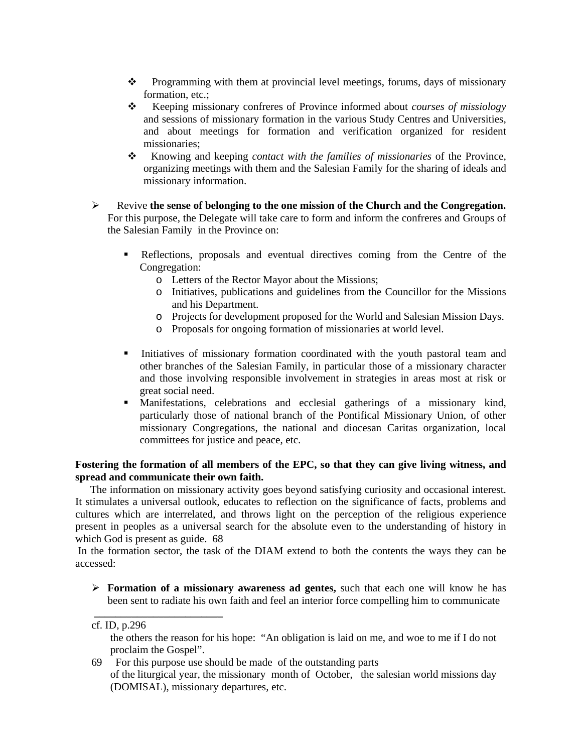- Programming with them at provincial level meetings, forums, days of missionary formation, etc.;
- Keeping missionary confreres of Province informed about *courses of missiology* and sessions of missionary formation in the various Study Centres and Universities, and about meetings for formation and verification organized for resident missionaries;
- Knowing and keeping *contact with the families of missionaries* of the Province, organizing meetings with them and the Salesian Family for the sharing of ideals and missionary information.

- Revive **the sense of belonging to the one mission of the Church and the Congregation.** For this purpose, the Delegate will take care to form and inform the confreres and Groups of the Salesian Family in the Province on:

  - Reflections, proposals and eventual directives coming from the Centre of the Congregation:
    - Letters of the Rector Mayor about the Missions;
    - Initiatives, publications and guidelines from the Councillor for the Missions and his Department.
    - Projects for development proposed for the World and Salesian Mission Days.
    - Proposals for ongoing formation of missionaries at world level.

  - Initiatives of missionary formation coordinated with the youth pastoral team and other branches of the Salesian Family, in particular those of a missionary character and those involving responsible involvement in strategies in areas most at risk or great social need.
  - Manifestations, celebrations and ecclesial gatherings of a missionary kind, particularly those of national branch of the Pontifical Missionary Union, of other missionary Congregations, the national and diocesan Caritas organization, local committees for justice and peace, etc.

**Fostering the formation of all members of the EPC, so that they can give living witness, and spread and communicate their own faith.**

The information on missionary activity goes beyond satisfying curiosity and occasional interest. It stimulates a universal outlook, educates to reflection on the significance of facts, problems and cultures which are interrelated, and throws light on the perception of the religious experience present in peoples as a universal search for the absolute even to the understanding of history in which God is present as guide. 68

In the formation sector, the task of the DIAM extend to both the contents the ways they can be accessed:

- **Formation of a missionary awareness ad gentes,** such that each one will know he has been sent to radiate his own faith and feel an interior force compelling him to communicate the others the reason for his hope: "An obligation is laid on me, and woe to me if I do not proclaim the Gospel".

---

cf. ID, p.296

69 For this purpose use should be made of the outstanding parts of the liturgical year, the missionary month of October, the salesian world missions day (DOMISAL), missionary departures, etc.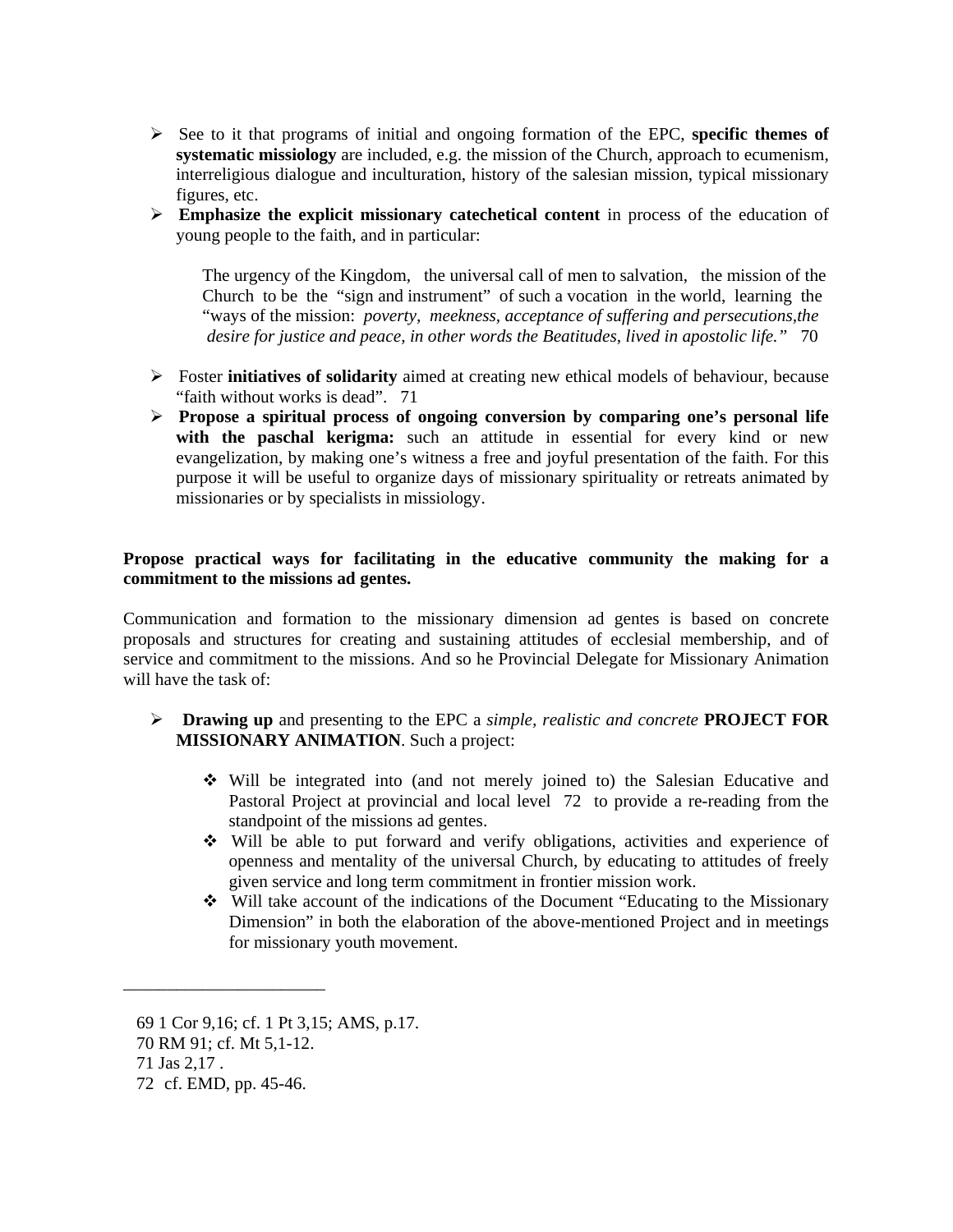- See to it that programs of initial and ongoing formation of the EPC, **specific themes of systematic missiology** are included, e.g. the mission of the Church, approach to ecumenism, interreligious dialogue and inculturation, history of the salesian mission, typical missionary figures, etc.
- **Emphasize the explicit missionary catechetical content** in process of the education of young people to the faith, and in particular:

> The urgency of the Kingdom, the universal call of men to salvation, the mission of the Church to be the "sign and instrument" of such a vocation in the world, learning the "ways of the mission: *poverty, meekness, acceptance of suffering and persecutions,the desire for justice and peace, in other words the Beatitudes, lived in apostolic life."* [70]

- Foster **initiatives of solidarity** aimed at creating new ethical models of behaviour, because "faith without works is dead". [71]
- **Propose a spiritual process of ongoing conversion by comparing one's personal life with the paschal kerigma:** such an attitude in essential for every kind or new evangelization, by making one's witness a free and joyful presentation of the faith. For this purpose it will be useful to organize days of missionary spirituality or retreats animated by missionaries or by specialists in missiology.

**Propose practical ways for facilitating in the educative community the making for a commitment to the missions ad gentes.**

Communication and formation to the missionary dimension ad gentes is based on concrete proposals and structures for creating and sustaining attitudes of ecclesial membership, and of service and commitment to the missions. And so he Provincial Delegate for Missionary Animation will have the task of:

- **Drawing up** and presenting to the EPC a *simple, realistic and concrete* **PROJECT FOR MISSIONARY ANIMATION**. Such a project:
  - Will be integrated into (and not merely joined to) the Salesian Educative and Pastoral Project at provincial and local level [72] to provide a re-reading from the standpoint of the missions ad gentes.
  - Will be able to put forward and verify obligations, activities and experience of openness and mentality of the universal Church, by educating to attitudes of freely given service and long term commitment in frontier mission work.
  - Will take account of the indications of the Document "Educating to the Missionary Dimension" in both the elaboration of the above-mentioned Project and in meetings for missionary youth movement.

---

69 1 Cor 9,16; cf. 1 Pt 3,15; AMS, p.17.
70 RM 91; cf. Mt 5,1-12.
71 Jas 2,17 .
72 cf. EMD, pp. 45-46.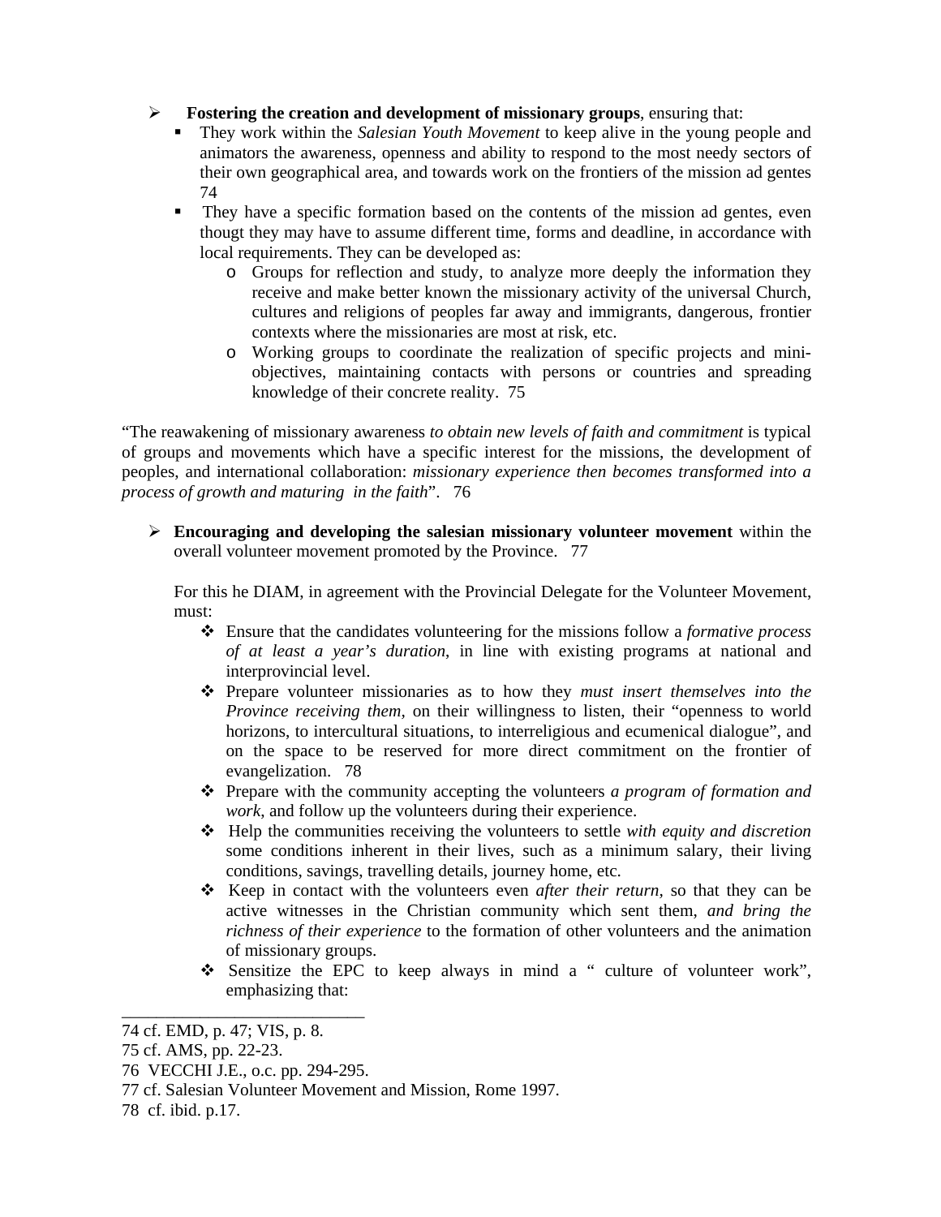- **Fostering the creation and development of missionary groups**, ensuring that:
  - They work within the *Salesian Youth Movement* to keep alive in the young people and animators the awareness, openness and ability to respond to the most needy sectors of their own geographical area, and towards work on the frontiers of the mission ad gentes [74]
  - They have a specific formation based on the contents of the mission ad gentes, even thougt they may have to assume different time, forms and deadline, in accordance with local requirements. They can be developed as:
    - Groups for reflection and study, to analyze more deeply the information they receive and make better known the missionary activity of the universal Church, cultures and religions of peoples far away and immigrants, dangerous, frontier contexts where the missionaries are most at risk, etc.
    - Working groups to coordinate the realization of specific projects and mini-objectives, maintaining contacts with persons or countries and spreading knowledge of their concrete reality. [75]

"The reawakening of missionary awareness *to obtain new levels of faith and commitment* is typical of groups and movements which have a specific interest for the missions, the development of peoples, and international collaboration: *missionary experience then becomes transformed into a process of growth and maturing in the faith*". [76]

- **Encouraging and developing the salesian missionary volunteer movement** within the overall volunteer movement promoted by the Province. [77]

  For this he DIAM, in agreement with the Provincial Delegate for the Volunteer Movement, must:
  - Ensure that the candidates volunteering for the missions follow a *formative process of at least a year's duration*, in line with existing programs at national and interprovincial level.
  - Prepare volunteer missionaries as to how they *must insert themselves into the Province receiving them,* on their willingness to listen, their "openness to world horizons, to intercultural situations, to interreligious and ecumenical dialogue", and on the space to be reserved for more direct commitment on the frontier of evangelization. [78]
  - Prepare with the community accepting the volunteers *a program of formation and work*, and follow up the volunteers during their experience.
  - Help the communities receiving the volunteers to settle *with equity and discretion* some conditions inherent in their lives, such as a minimum salary, their living conditions, savings, travelling details, journey home, etc.
  - Keep in contact with the volunteers even *after their return*, so that they can be active witnesses in the Christian community which sent them, *and bring the richness of their experience* to the formation of other volunteers and the animation of missionary groups.
  - Sensitize the EPC to keep always in mind a " culture of volunteer work", emphasizing that:

---

74 cf. EMD, p. 47; VIS, p. 8.

75 cf. AMS, pp. 22-23.

76 VECCHI J.E., o.c. pp. 294-295.

77 cf. Salesian Volunteer Movement and Mission, Rome 1997.

78 cf. ibid. p.17.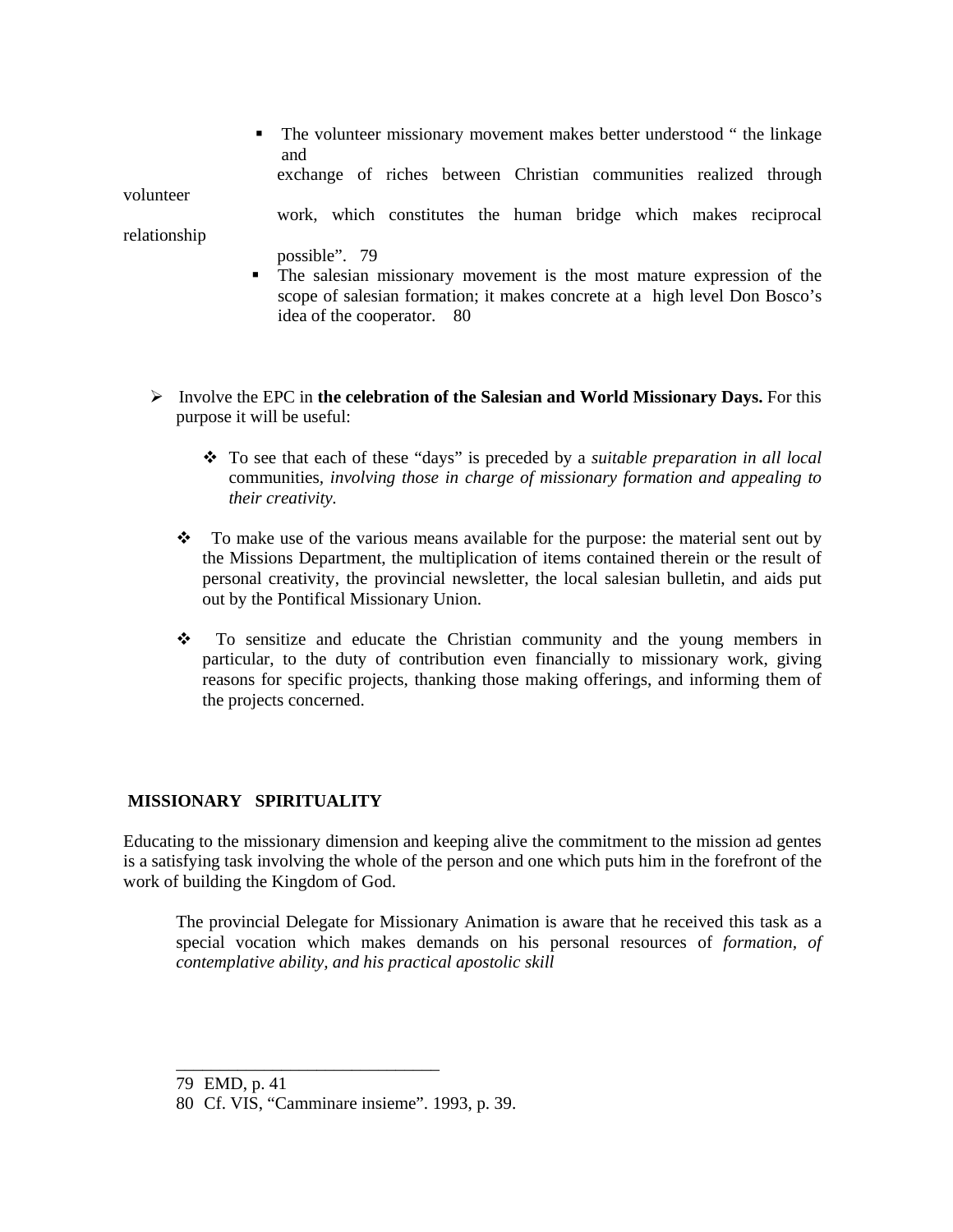- The volunteer missionary movement makes better understood " the linkage and exchange of riches between Christian communities realized through volunteer work, which constitutes the human bridge which makes reciprocal relationship possible". [79]
- The salesian missionary movement is the most mature expression of the scope of salesian formation; it makes concrete at a high level Don Bosco's idea of the cooperator. [80]

- Involve the EPC in **the celebration of the Salesian and World Missionary Days.** For this purpose it will be useful:

    - To see that each of these "days" is preceded by a *suitable preparation in all local* communities, *involving those in charge of missionary formation and appealing to their creativity.*

    - To make use of the various means available for the purpose: the material sent out by the Missions Department, the multiplication of items contained therein or the result of personal creativity, the provincial newsletter, the local salesian bulletin, and aids put out by the Pontifical Missionary Union.

    - To sensitize and educate the Christian community and the young members in particular, to the duty of contribution even financially to missionary work, giving reasons for specific projects, thanking those making offerings, and informing them of the projects concerned.

## MISSIONARY SPIRITUALITY

Educating to the missionary dimension and keeping alive the commitment to the mission ad gentes is a satisfying task involving the whole of the person and one which puts him in the forefront of the work of building the Kingdom of God.

> The provincial Delegate for Missionary Animation is aware that he received this task as a special vocation which makes demands on his personal resources of *formation, of contemplative ability, and his practical apostolic skill*

---

79 EMD, p. 41

80 Cf. VIS, "Camminare insieme". 1993, p. 39.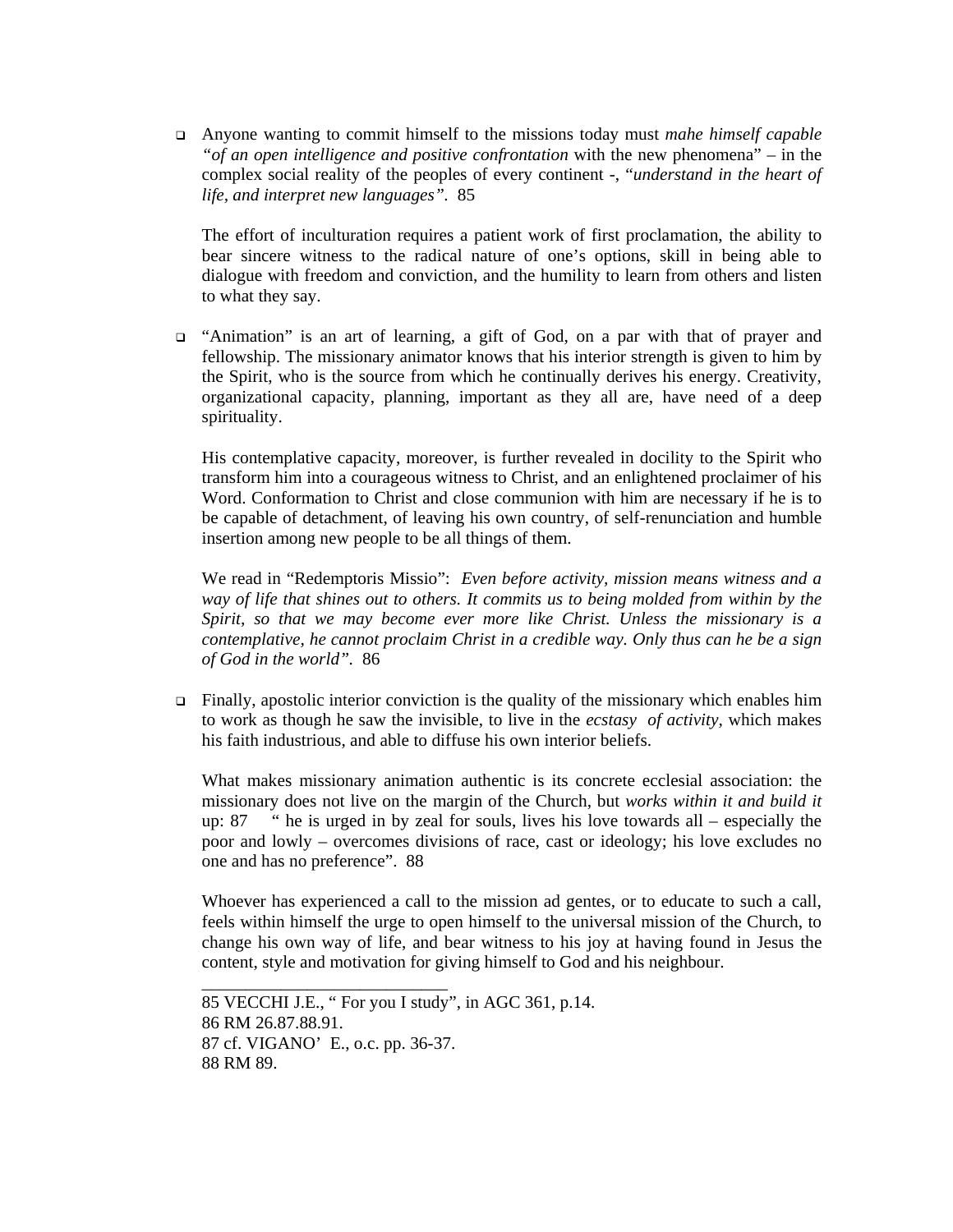- Anyone wanting to commit himself to the missions today must *mahe himself capable "of an open intelligence and positive confrontation* with the new phenomena" – in the complex social reality of the peoples of every continent -, "*understand in the heart of life, and interpret new languages"*. 85

  The effort of inculturation requires a patient work of first proclamation, the ability to bear sincere witness to the radical nature of one's options, skill in being able to dialogue with freedom and conviction, and the humility to learn from others and listen to what they say.

- "Animation" is an art of learning, a gift of God, on a par with that of prayer and fellowship. The missionary animator knows that his interior strength is given to him by the Spirit, who is the source from which he continually derives his energy. Creativity, organizational capacity, planning, important as they all are, have need of a deep spirituality.

  His contemplative capacity, moreover, is further revealed in docility to the Spirit who transform him into a courageous witness to Christ, and an enlightened proclaimer of his Word. Conformation to Christ and close communion with him are necessary if he is to be capable of detachment, of leaving his own country, of self-renunciation and humble insertion among new people to be all things of them.

  We read in "Redemptoris Missio": *Even before activity, mission means witness and a way of life that shines out to others. It commits us to being molded from within by the Spirit, so that we may become ever more like Christ. Unless the missionary is a contemplative, he cannot proclaim Christ in a credible way. Only thus can he be a sign of God in the world".* 86

- Finally, apostolic interior conviction is the quality of the missionary which enables him to work as though he saw the invisible, to live in the *ecstasy of activity*, which makes his faith industrious, and able to diffuse his own interior beliefs.

  What makes missionary animation authentic is its concrete ecclesial association: the missionary does not live on the margin of the Church, but *works within it and build it* up: 87 " he is urged in by zeal for souls, lives his love towards all – especially the poor and lowly – overcomes divisions of race, cast or ideology; his love excludes no one and has no preference". 88

  Whoever has experienced a call to the mission ad gentes, or to educate to such a call, feels within himself the urge to open himself to the universal mission of the Church, to change his own way of life, and bear witness to his joy at having found in Jesus the content, style and motivation for giving himself to God and his neighbour.

---

85 VECCHI J.E., " For you I study", in AGC 361, p.14.
86 RM 26.87.88.91.
87 cf. VIGANO' E., o.c. pp. 36-37.
88 RM 89.